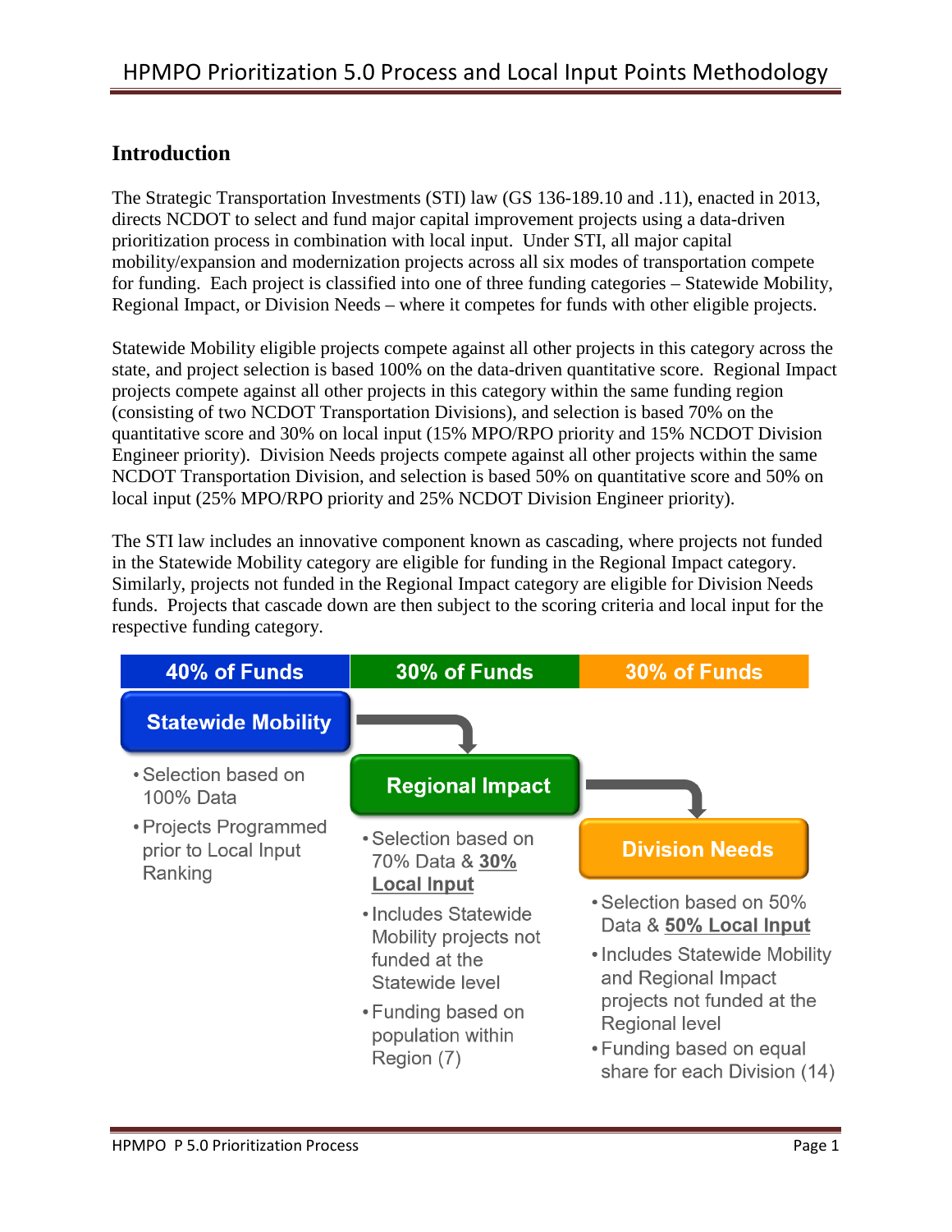## Introduction

The Strategic Transportation Investments (STI) law (GS 136-189.10 and .11), enacted in 2013, directs NCDOT to select and fund major capital improvement projects using a data-driven prioritization process in combination with local input. Under STI, all major capital mobility/expansion and modernization projects across all six modes of transportation compete for funding. Each project is classified into one of three funding categories – Statewide Mobility, Regional Impact, or Division Needs – where it competes for funds with other eligible projects.

Statewide Mobility eligible projects compete against all other projects in this category across the state, and project selection is based 100% on the data-driven quantitative score. Regional Impact projects compete against all other projects in this category within the same funding region (consisting of two NCDOT Transportation Divisions), and selection is based 70% on the quantitative score and 30% on local input (15% MPO/RPO priority and 15% NCDOT Division Engineer priority). Division Needs projects compete against all other projects within the same NCDOT Transportation Division, and selection is based 50% on quantitative score and 50% on local input (25% MPO/RPO priority and 25% NCDOT Division Engineer priority).

The STI law includes an innovative component known as cascading, where projects not funded in the Statewide Mobility category are eligible for funding in the Regional Impact category. Similarly, projects not funded in the Regional Impact category are eligible for Division Needs funds. Projects that cascade down are then subject to the scoring criteria and local input for the respective funding category.

| 40% of Funds | 30% of Funds | 30% of Funds |
|---|---|---|
| **Statewide Mobility** | **Regional Impact** | **Division Needs** |
| • Selection based on 100% Data<br>• Projects Programmed prior to Local Input Ranking | • Selection based on 70% Data & **30% Local Input**<br>• Includes Statewide Mobility projects not funded at the Statewide level<br>• Funding based on population within Region (7) | • Selection based on 50% Data & **50% Local Input**<br>• Includes Statewide Mobility and Regional Impact projects not funded at the Regional level<br>• Funding based on equal share for each Division (14) |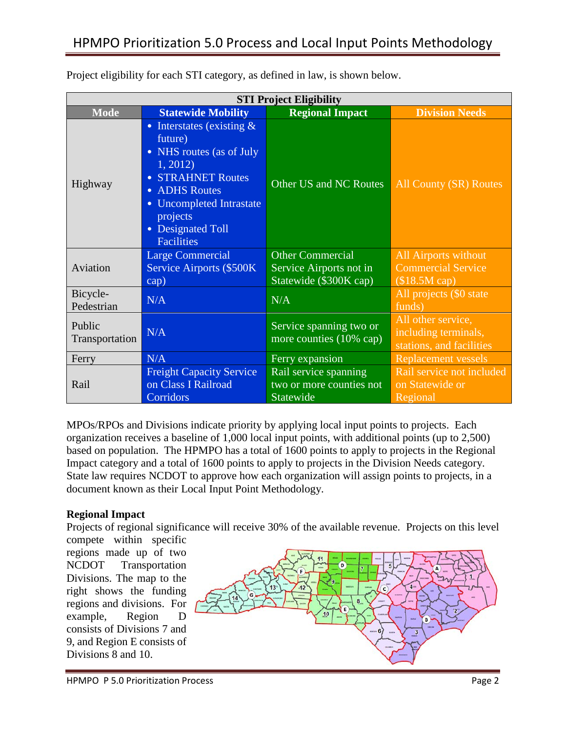Project eligibility for each STI category, as defined in law, is shown below.

| STI Project Eligibility | | | |
|---|---|---|---|
| **Mode** | **Statewide Mobility** | **Regional Impact** | **Division Needs** |
| Highway | • Interstates (existing & future)<br>• NHS routes (as of July 1, 2012)<br>• STRAHNET Routes<br>• ADHS Routes<br>• Uncompleted Intrastate projects<br>• Designated Toll Facilities | Other US and NC Routes | All County (SR) Routes |
| Aviation | Large Commercial Service Airports ($500K cap) | Other Commercial Service Airports not in Statewide ($300K cap) | All Airports without Commercial Service ($18.5M cap) |
| Bicycle-Pedestrian | N/A | N/A | All projects ($0 state funds) |
| Public Transportation | N/A | Service spanning two or more counties (10% cap) | All other service, including terminals, stations, and facilities |
| Ferry | N/A | Ferry expansion | Replacement vessels |
| Rail | Freight Capacity Service on Class I Railroad Corridors | Rail service spanning two or more counties not Statewide | Rail service not included on Statewide or Regional |

MPOs/RPOs and Divisions indicate priority by applying local input points to projects. Each organization receives a baseline of 1,000 local input points, with additional points (up to 2,500) based on population. The HPMPO has a total of 1600 points to apply to projects in the Regional Impact category and a total of 1600 points to apply to projects in the Division Needs category. State law requires NCDOT to approve how each organization will assign points to projects, in a document known as their Local Input Point Methodology.

**Regional Impact**

Projects of regional significance will receive 30% of the available revenue. Projects on this level compete within specific regions made up of two NCDOT Transportation Divisions. The map to the right shows the funding regions and divisions. For example, Region D consists of Divisions 7 and 9, and Region E consists of Divisions 8 and 10.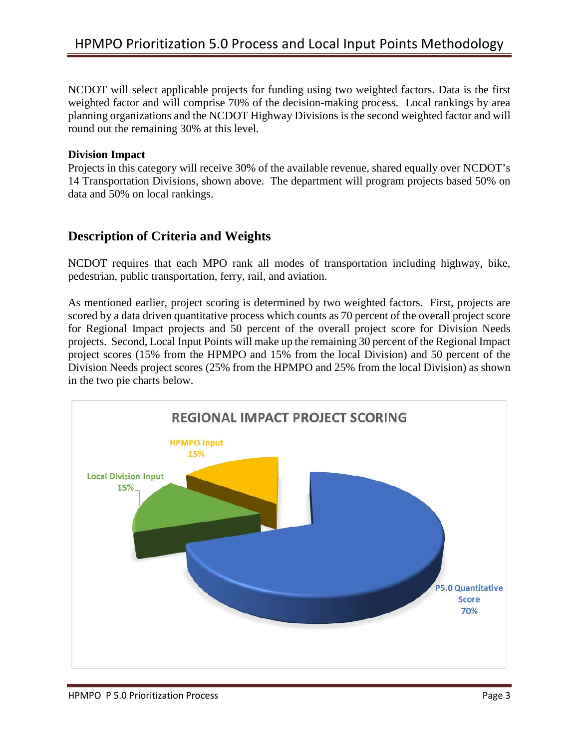NCDOT will select applicable projects for funding using two weighted factors. Data is the first weighted factor and will comprise 70% of the decision-making process. Local rankings by area planning organizations and the NCDOT Highway Divisions is the second weighted factor and will round out the remaining 30% at this level.

**Division Impact**

Projects in this category will receive 30% of the available revenue, shared equally over NCDOT's 14 Transportation Divisions, shown above. The department will program projects based 50% on data and 50% on local rankings.

## Description of Criteria and Weights

NCDOT requires that each MPO rank all modes of transportation including highway, bike, pedestrian, public transportation, ferry, rail, and aviation.

As mentioned earlier, project scoring is determined by two weighted factors. First, projects are scored by a data driven quantitative process which counts as 70 percent of the overall project score for Regional Impact projects and 50 percent of the overall project score for Division Needs projects. Second, Local Input Points will make up the remaining 30 percent of the Regional Impact project scores (15% from the HPMPO and 15% from the local Division) and 50 percent of the Division Needs project scores (25% from the HPMPO and 25% from the local Division) as shown in the two pie charts below.

**REGIONAL IMPACT PROJECT SCORING**

HPMPO Input 15%

Local Division Input 15%

P5.0 Quantitative Score 70%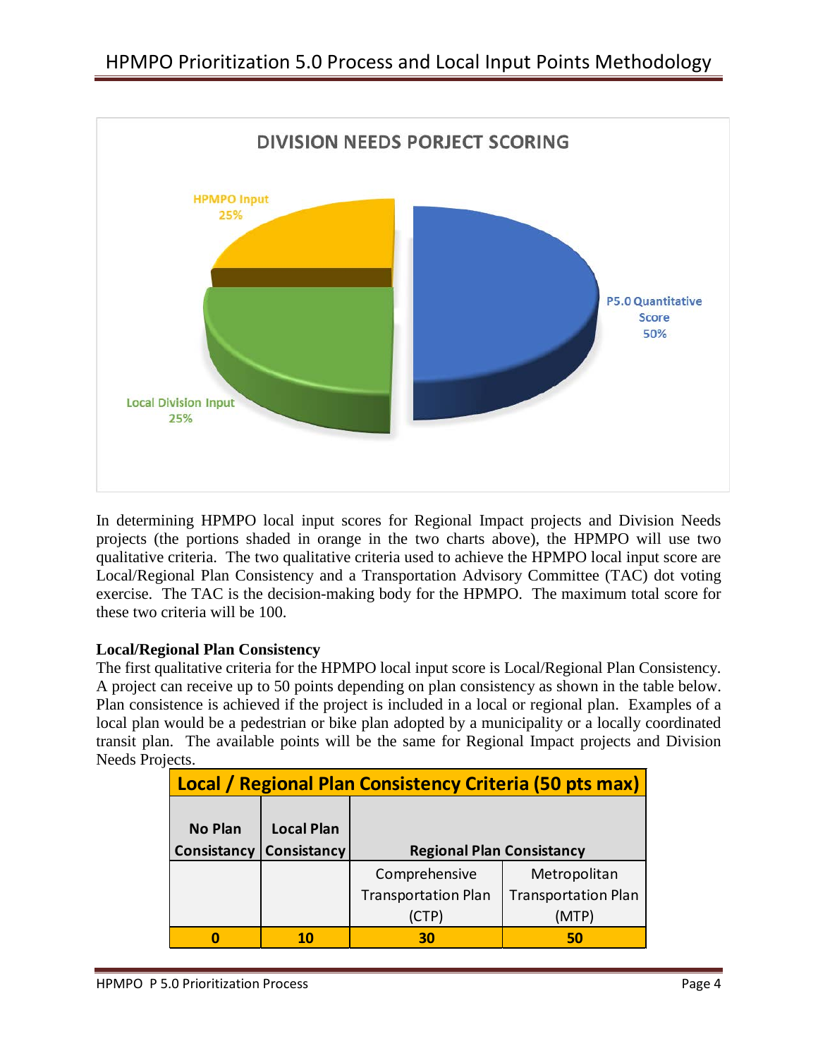DIVISION NEEDS PORJECT SCORING

- HPMPO Input 25%
- P5.0 Quantitative Score 50%
- Local Division Input 25%

In determining HPMPO local input scores for Regional Impact projects and Division Needs projects (the portions shaded in orange in the two charts above), the HPMPO will use two qualitative criteria. The two qualitative criteria used to achieve the HPMPO local input score are Local/Regional Plan Consistency and a Transportation Advisory Committee (TAC) dot voting exercise. The TAC is the decision-making body for the HPMPO. The maximum total score for these two criteria will be 100.

**Local/Regional Plan Consistency**

The first qualitative criteria for the HPMPO local input score is Local/Regional Plan Consistency. A project can receive up to 50 points depending on plan consistency as shown in the table below. Plan consistence is achieved if the project is included in a local or regional plan. Examples of a local plan would be a pedestrian or bike plan adopted by a municipality or a locally coordinated transit plan. The available points will be the same for Regional Impact projects and Division Needs Projects.

| Local / Regional Plan Consistency Criteria (50 pts max) | | | |
|---|---|---|---|
| No Plan Consistancy | Local Plan Consistancy | Regional Plan Consistancy | |
| | | Comprehensive Transportation Plan (CTP) | Metropolitan Transportation Plan (MTP) |
| **0** | **10** | **30** | **50** |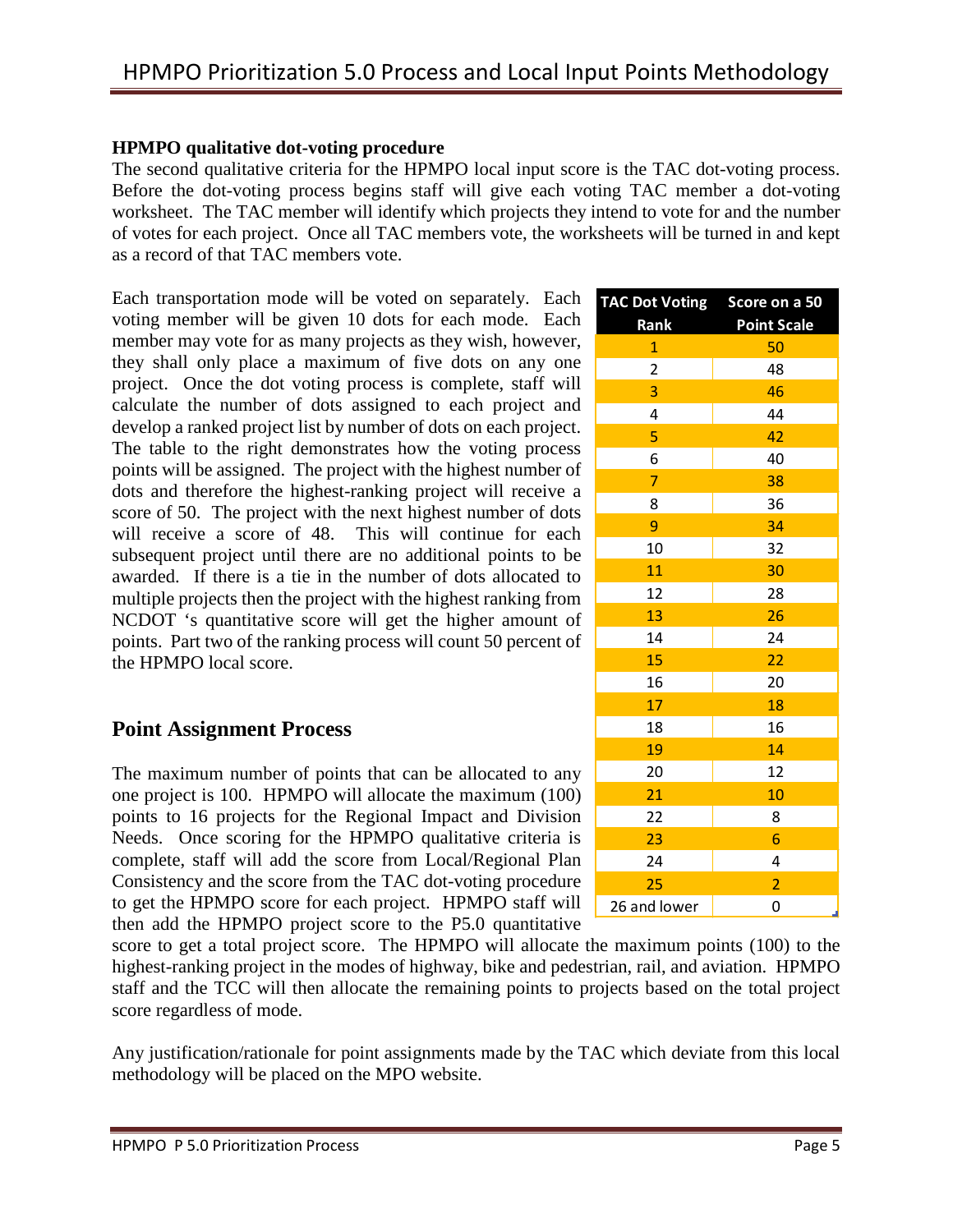**HPMPO qualitative dot-voting procedure**

The second qualitative criteria for the HPMPO local input score is the TAC dot-voting process. Before the dot-voting process begins staff will give each voting TAC member a dot-voting worksheet. The TAC member will identify which projects they intend to vote for and the number of votes for each project. Once all TAC members vote, the worksheets will be turned in and kept as a record of that TAC members vote.

Each transportation mode will be voted on separately. Each voting member will be given 10 dots for each mode. Each member may vote for as many projects as they wish, however, they shall only place a maximum of five dots on any one project. Once the dot voting process is complete, staff will calculate the number of dots assigned to each project and develop a ranked project list by number of dots on each project. The table to the right demonstrates how the voting process points will be assigned. The project with the highest number of dots and therefore the highest-ranking project will receive a score of 50. The project with the next highest number of dots will receive a score of 48. This will continue for each subsequent project until there are no additional points to be awarded. If there is a tie in the number of dots allocated to multiple projects then the project with the highest ranking from NCDOT 's quantitative score will get the higher amount of points. Part two of the ranking process will count 50 percent of the HPMPO local score.

| TAC Dot Voting Rank | Score on a 50 Point Scale |
|---|---|
| 1 | 50 |
| 2 | 48 |
| 3 | 46 |
| 4 | 44 |
| 5 | 42 |
| 6 | 40 |
| 7 | 38 |
| 8 | 36 |
| 9 | 34 |
| 10 | 32 |
| 11 | 30 |
| 12 | 28 |
| 13 | 26 |
| 14 | 24 |
| 15 | 22 |
| 16 | 20 |
| 17 | 18 |
| 18 | 16 |
| 19 | 14 |
| 20 | 12 |
| 21 | 10 |
| 22 | 8 |
| 23 | 6 |
| 24 | 4 |
| 25 | 2 |
| 26 and lower | 0 |

## Point Assignment Process

The maximum number of points that can be allocated to any one project is 100. HPMPO will allocate the maximum (100) points to 16 projects for the Regional Impact and Division Needs. Once scoring for the HPMPO qualitative criteria is complete, staff will add the score from Local/Regional Plan Consistency and the score from the TAC dot-voting procedure to get the HPMPO score for each project. HPMPO staff will then add the HPMPO project score to the P5.0 quantitative score to get a total project score. The HPMPO will allocate the maximum points (100) to the highest-ranking project in the modes of highway, bike and pedestrian, rail, and aviation. HPMPO staff and the TCC will then allocate the remaining points to projects based on the total project score regardless of mode.

Any justification/rationale for point assignments made by the TAC which deviate from this local methodology will be placed on the MPO website.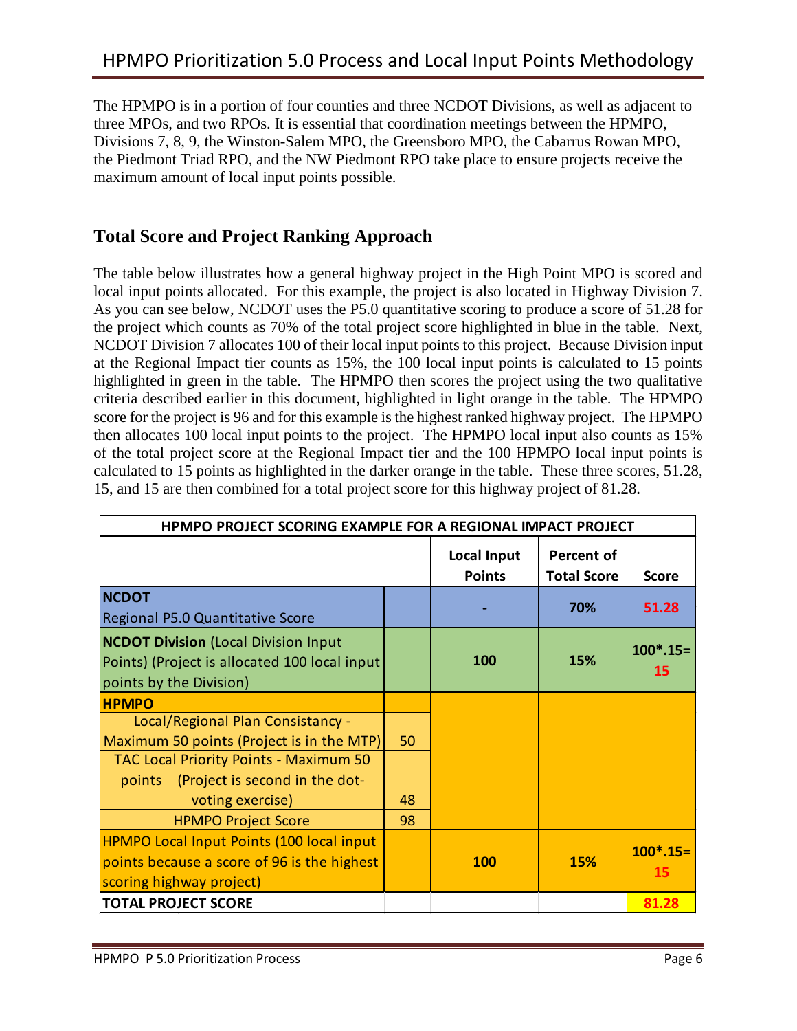The HPMPO is in a portion of four counties and three NCDOT Divisions, as well as adjacent to three MPOs, and two RPOs. It is essential that coordination meetings between the HPMPO, Divisions 7, 8, 9, the Winston-Salem MPO, the Greensboro MPO, the Cabarrus Rowan MPO, the Piedmont Triad RPO, and the NW Piedmont RPO take place to ensure projects receive the maximum amount of local input points possible.

## Total Score and Project Ranking Approach

The table below illustrates how a general highway project in the High Point MPO is scored and local input points allocated. For this example, the project is also located in Highway Division 7. As you can see below, NCDOT uses the P5.0 quantitative scoring to produce a score of 51.28 for the project which counts as 70% of the total project score highlighted in blue in the table. Next, NCDOT Division 7 allocates 100 of their local input points to this project. Because Division input at the Regional Impact tier counts as 15%, the 100 local input points is calculated to 15 points highlighted in green in the table. The HPMPO then scores the project using the two qualitative criteria described earlier in this document, highlighted in light orange in the table. The HPMPO score for the project is 96 and for this example is the highest ranked highway project. The HPMPO then allocates 100 local input points to the project. The HPMPO local input also counts as 15% of the total project score at the Regional Impact tier and the 100 HPMPO local input points is calculated to 15 points as highlighted in the darker orange in the table. These three scores, 51.28, 15, and 15 are then combined for a total project score for this highway project of 81.28.

| HPMPO PROJECT SCORING EXAMPLE FOR A REGIONAL IMPACT PROJECT | | | | |
|---|---|---|---|---|
| | | **Local Input Points** | **Percent of Total Score** | **Score** |
| **NCDOT** Regional P5.0 Quantitative Score | | - | 70% | 51.28 |
| **NCDOT Division** (Local Division Input Points) (Project is allocated 100 local input points by the Division) | | 100 | 15% | 100*.15= 15 |
| **HPMPO** | | | | |
| Local/Regional Plan Consistancy - Maximum 50 points (Project is in the MTP) | 50 | | | |
| TAC Local Priority Points - Maximum 50 points (Project is second in the dot-voting exercise) | 48 | | | |
| HPMPO Project Score | 98 | | | |
| HPMPO Local Input Points (100 local input points because a score of 96 is the highest scoring highway project) | | 100 | 15% | 100*.15= 15 |
| **TOTAL PROJECT SCORE** | | | | 81.28 |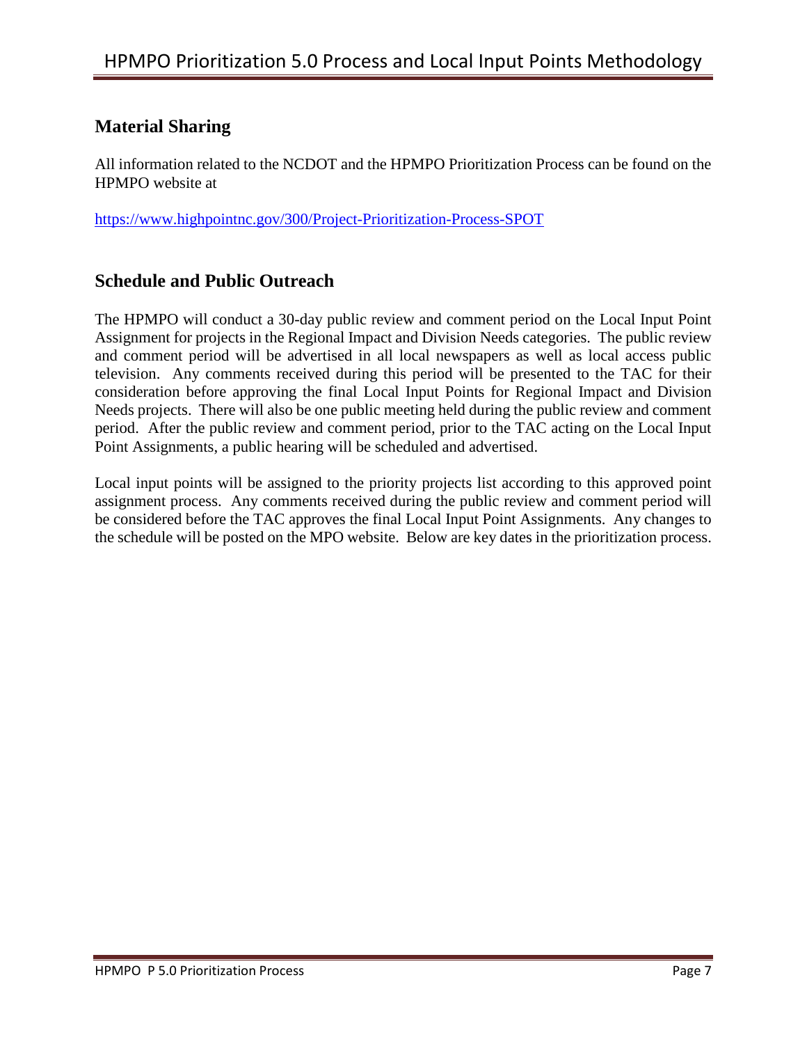## Material Sharing

All information related to the NCDOT and the HPMPO Prioritization Process can be found on the HPMPO website at

https://www.highpointnc.gov/300/Project-Prioritization-Process-SPOT

## Schedule and Public Outreach

The HPMPO will conduct a 30-day public review and comment period on the Local Input Point Assignment for projects in the Regional Impact and Division Needs categories. The public review and comment period will be advertised in all local newspapers as well as local access public television. Any comments received during this period will be presented to the TAC for their consideration before approving the final Local Input Points for Regional Impact and Division Needs projects. There will also be one public meeting held during the public review and comment period. After the public review and comment period, prior to the TAC acting on the Local Input Point Assignments, a public hearing will be scheduled and advertised.

Local input points will be assigned to the priority projects list according to this approved point assignment process. Any comments received during the public review and comment period will be considered before the TAC approves the final Local Input Point Assignments. Any changes to the schedule will be posted on the MPO website. Below are key dates in the prioritization process.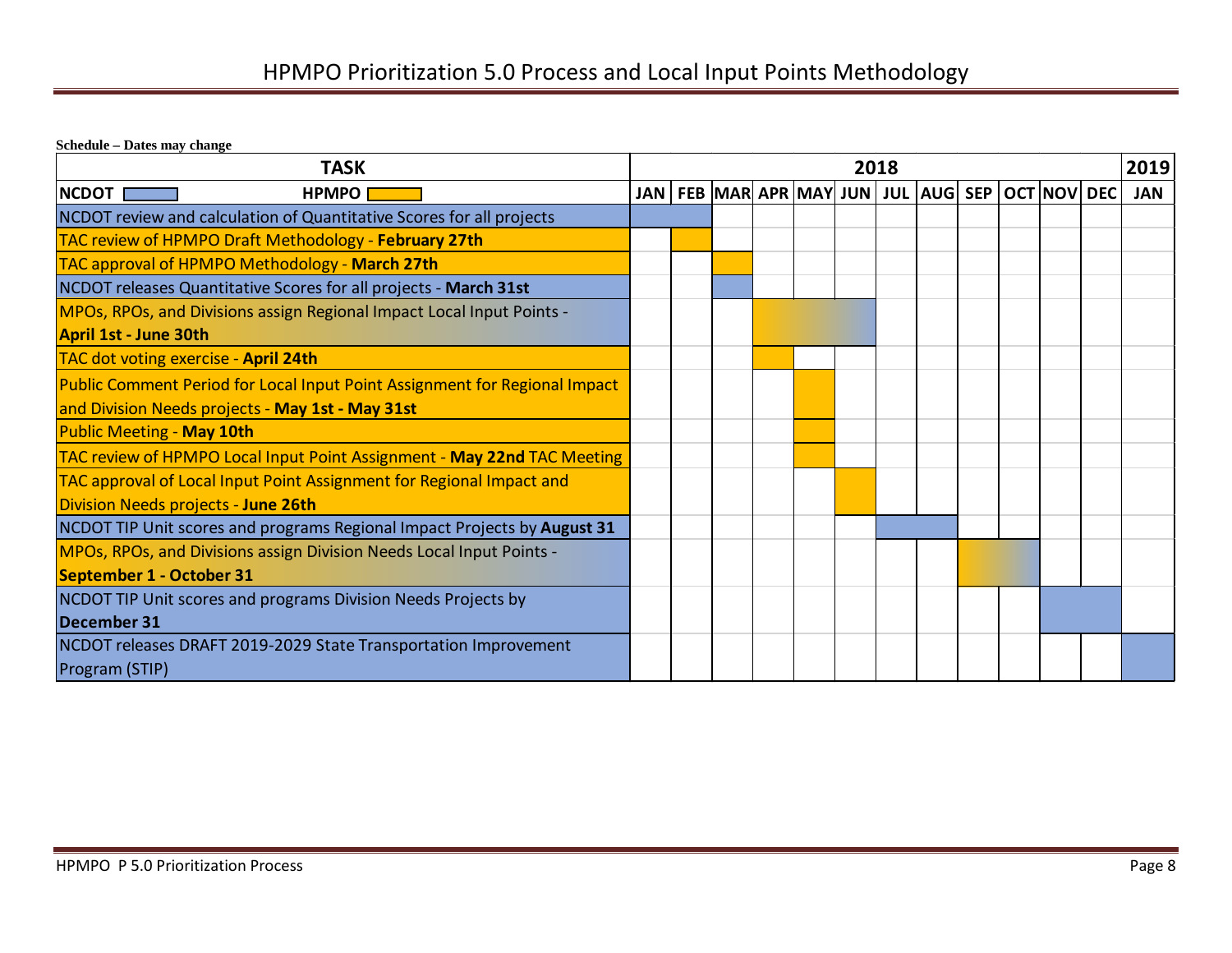**Schedule – Dates may change**

| TASK | 2018 | | | | | | | | | | | | 2019 |
|---|---|---|---|---|---|---|---|---|---|---|---|---|---|
| NCDOT / HPMPO | JAN | FEB | MAR | APR | MAY | JUN | JUL | AUG | SEP | OCT | NOV | DEC | JAN |
| NCDOT review and calculation of Quantitative Scores for all projects | | | | | | | | | | | | | |
| TAC review of HPMPO Draft Methodology - **February 27th** | | | | | | | | | | | | | |
| TAC approval of HPMPO Methodology - **March 27th** | | | | | | | | | | | | | |
| NCDOT releases Quantitative Scores for all projects - **March 31st** | | | | | | | | | | | | | |
| MPOs, RPOs, and Divisions assign Regional Impact Local Input Points - **April 1st - June 30th** | | | | | | | | | | | | | |
| TAC dot voting exercise - **April 24th** | | | | | | | | | | | | | |
| Public Comment Period for Local Input Point Assignment for Regional Impact and Division Needs projects - **May 1st - May 31st** | | | | | | | | | | | | | |
| Public Meeting - **May 10th** | | | | | | | | | | | | | |
| TAC review of HPMPO Local Input Point Assignment - **May 22nd** TAC Meeting | | | | | | | | | | | | | |
| TAC approval of Local Input Point Assignment for Regional Impact and Division Needs projects - **June 26th** | | | | | | | | | | | | | |
| NCDOT TIP Unit scores and programs Regional Impact Projects by **August 31** | | | | | | | | | | | | | |
| MPOs, RPOs, and Divisions assign Division Needs Local Input Points - **September 1 - October 31** | | | | | | | | | | | | | |
| NCDOT TIP Unit scores and programs Division Needs Projects by **December 31** | | | | | | | | | | | | | |
| NCDOT releases DRAFT 2019-2029 State Transportation Improvement Program (STIP) | | | | | | | | | | | | | |